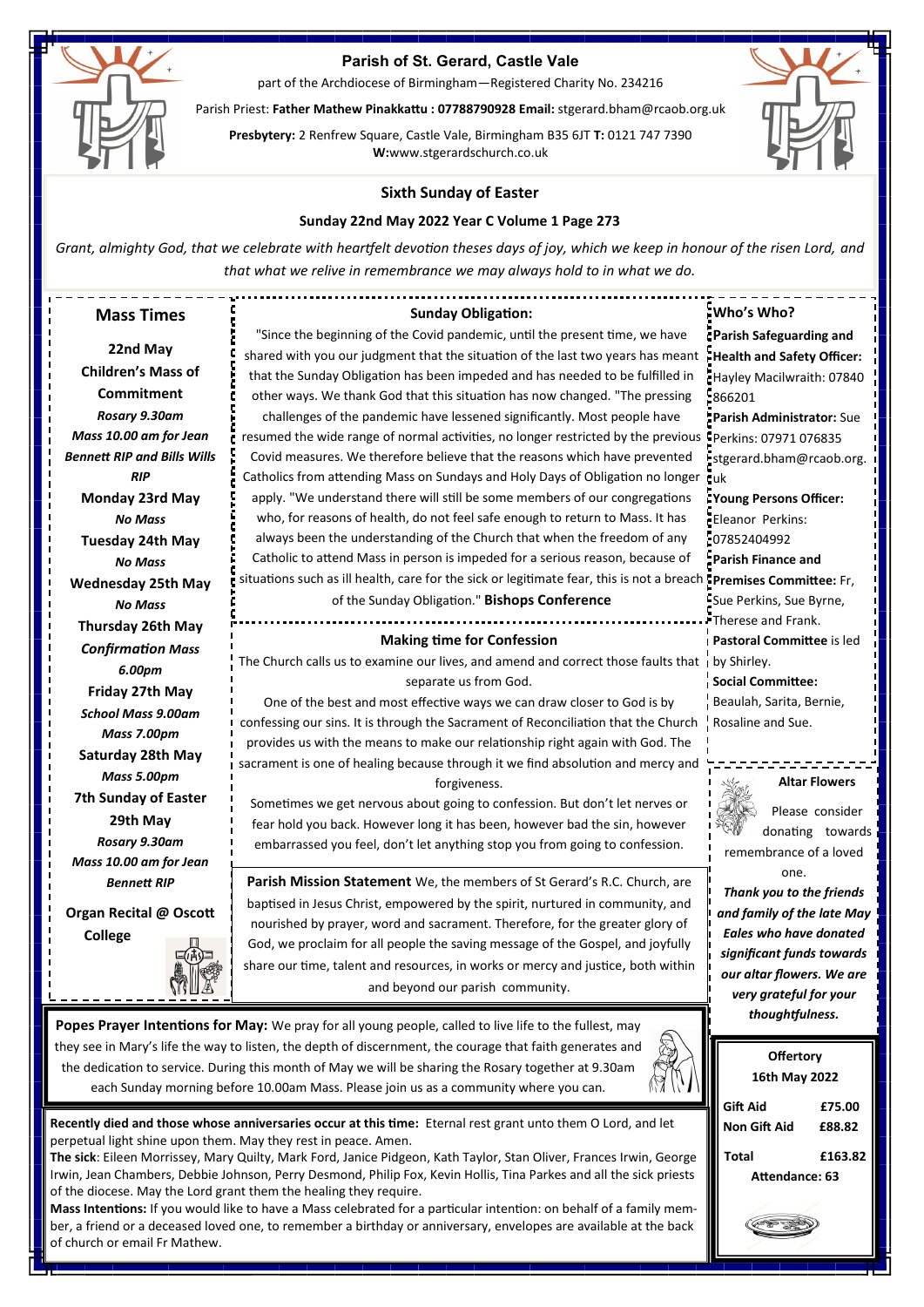# Parish of St. Gerard, Castle Vale

part of the Archdiocese of Birmingham—Registered Charity No. 234216

Parish Priest: **Father Mathew Pinakkattu : 07788790928 Email:** stgerard.bham@rcaob.org.uk

**Presbytery:** 2 Renfrew Square, Castle Vale, Birmingham B35 6JT **T:** 0121 747 7390
**W:**www.stgerardschurch.co.uk

## Sixth Sunday of Easter

**Sunday 22nd May 2022 Year C Volume 1 Page 273**

*Grant, almighty God, that we celebrate with heartfelt devotion theses days of joy, which we keep in honour of the risen Lord, and that what we relive in remembrance we may always hold to in what we do.*

## Mass Times

**22nd May**
**Children's Mass of Commitment**
*Rosary 9.30am*
*Mass 10.00 am for Jean Bennett RIP and Bills Wills RIP*

**Monday 23rd May**
*No Mass*

**Tuesday 24th May**
*No Mass*

**Wednesday 25th May**
*No Mass*

**Thursday 26th May**
*Confirmation Mass 6.00pm*

**Friday 27th May**
*School Mass 9.00am*
*Mass 7.00pm*

**Saturday 28th May**
*Mass 5.00pm*

**7th Sunday of Easter 29th May**
*Rosary 9.30am*
*Mass 10.00 am for Jean Bennett RIP*

**Organ Recital @ Oscott College**

### Sunday Obligation:

"Since the beginning of the Covid pandemic, until the present time, we have shared with you our judgment that the situation of the last two years has meant that the Sunday Obligation has been impeded and has needed to be fulfilled in other ways. We thank God that this situation has now changed. "The pressing challenges of the pandemic have lessened significantly. Most people have resumed the wide range of normal activities, no longer restricted by the previous Covid measures. We therefore believe that the reasons which have prevented Catholics from attending Mass on Sundays and Holy Days of Obligation no longer apply. "We understand there will still be some members of our congregations who, for reasons of health, do not feel safe enough to return to Mass. It has always been the understanding of the Church that when the freedom of any Catholic to attend Mass in person is impeded for a serious reason, because of situations such as ill health, care for the sick or legitimate fear, this is not a breach of the Sunday Obligation." **Bishops Conference**

### Making time for Confession

The Church calls us to examine our lives, and amend and correct those faults that separate us from God.

One of the best and most effective ways we can draw closer to God is by confessing our sins. It is through the Sacrament of Reconciliation that the Church provides us with the means to make our relationship right again with God. The sacrament is one of healing because through it we find absolution and mercy and forgiveness.

Sometimes we get nervous about going to confession. But don't let nerves or fear hold you back. However long it has been, however bad the sin, however embarrassed you feel, don't let anything stop you from going to confession.

**Parish Mission Statement** We, the members of St Gerard's R.C. Church, are baptised in Jesus Christ, empowered by the spirit, nurtured in community, and nourished by prayer, word and sacrament. Therefore, for the greater glory of God, we proclaim for all people the saving message of the Gospel, and joyfully share our time, talent and resources, in works or mercy and justice, both within and beyond our parish community.

### Who's Who?

**Parish Safeguarding and Health and Safety Officer:** Hayley Macilwraith: 07840 866201

**Parish Administrator:** Sue Perkins: 07971 076835 stgerard.bham@rcaob.org.uk

**Young Persons Officer:** Eleanor Perkins: 07852404992

**Parish Finance and Premises Committee:** Fr, Sue Perkins, Sue Byrne, Therese and Frank.

**Pastoral Committee** is led by Shirley.

**Social Committee:** Beaulah, Sarita, Bernie, Rosaline and Sue.

### Altar Flowers

Please consider donating towards remembrance of a loved one.

***Thank you to the friends and family of the late May Eales who have donated significant funds towards our altar flowers. We are very grateful for your thoughtfulness.***

**Popes Prayer Intentions for May:** We pray for all young people, called to live life to the fullest, may they see in Mary's life the way to listen, the depth of discernment, the courage that faith generates and the dedication to service. During this month of May we will be sharing the Rosary together at 9.30am each Sunday morning before 10.00am Mass. Please join us as a community where you can.

**Recently died and those whose anniversaries occur at this time:** Eternal rest grant unto them O Lord, and let perpetual light shine upon them. May they rest in peace. Amen.

**The sick**: Eileen Morrissey, Mary Quilty, Mark Ford, Janice Pidgeon, Kath Taylor, Stan Oliver, Frances Irwin, George Irwin, Jean Chambers, Debbie Johnson, Perry Desmond, Philip Fox, Kevin Hollis, Tina Parkes and all the sick priests of the diocese. May the Lord grant them the healing they require.

**Mass Intentions:** If you would like to have a Mass celebrated for a particular intention: on behalf of a family member, a friend or a deceased loved one, to remember a birthday or anniversary, envelopes are available at the back of church or email Fr Mathew.

### Offertory 16th May 2022

| | |
|---|---|
| **Gift Aid** | **£75.00** |
| **Non Gift Aid** | **£88.82** |
| **Total** | **£163.82** |

**Attendance: 63**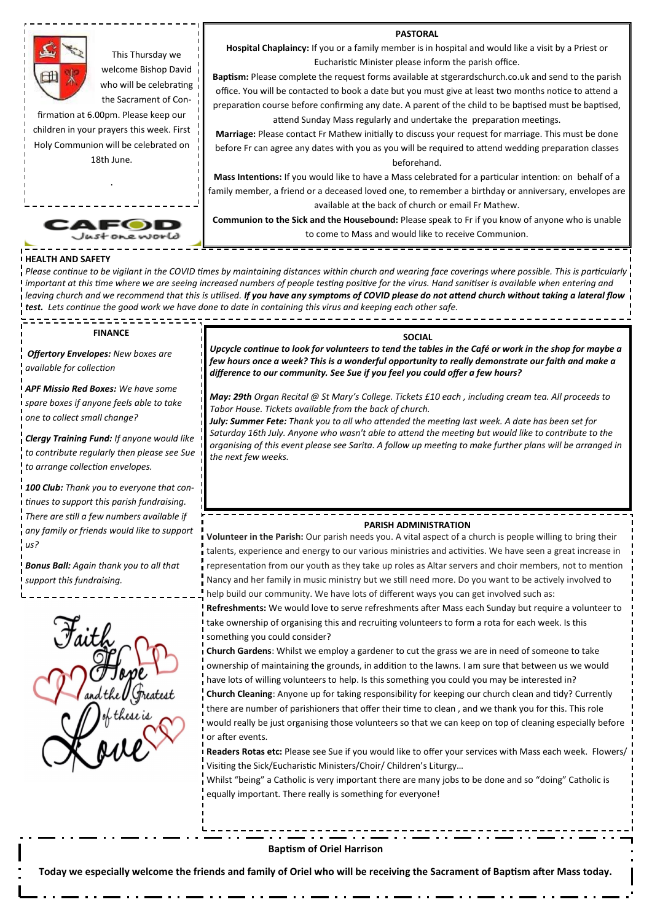This Thursday we welcome Bishop David who will be celebrating the Sacrament of Confirmation at 6.00pm. Please keep our children in your prayers this week. First Holy Communion will be celebrated on 18th June.

## PASTORAL

**Hospital Chaplaincy:** If you or a family member is in hospital and would like a visit by a Priest or Eucharistic Minister please inform the parish office.

**Baptism:** Please complete the request forms available at stgerardschurch.co.uk and send to the parish office. You will be contacted to book a date but you must give at least two months notice to attend a preparation course before confirming any date. A parent of the child to be baptised must be baptised, attend Sunday Mass regularly and undertake the preparation meetings.

**Marriage:** Please contact Fr Mathew initially to discuss your request for marriage. This must be done before Fr can agree any dates with you as you will be required to attend wedding preparation classes beforehand.

**Mass Intentions:** If you would like to have a Mass celebrated for a particular intention: on behalf of a family member, a friend or a deceased loved one, to remember a birthday or anniversary, envelopes are available at the back of church or email Fr Mathew.

**Communion to the Sick and the Housebound:** Please speak to Fr if you know of anyone who is unable to come to Mass and would like to receive Communion.

## HEALTH AND SAFETY

*Please continue to be vigilant in the COVID times by maintaining distances within church and wearing face coverings where possible. This is particularly important at this time where we are seeing increased numbers of people testing positive for the virus. Hand sanitiser is available when entering and leaving church and we recommend that this is utilised.* ***If you have any symptoms of COVID please do not attend church without taking a lateral flow test.*** *Lets continue the good work we have done to date in containing this virus and keeping each other safe.*

## FINANCE

***Offertory Envelopes:*** *New boxes are available for collection*

***APF Missio Red Boxes:*** *We have some spare boxes if anyone feels able to take one to collect small change?*

***Clergy Training Fund:*** *If anyone would like to contribute regularly then please see Sue to arrange collection envelopes.*

***100 Club:*** *Thank you to everyone that continues to support this parish fundraising. There are still a few numbers available if any family or friends would like to support us?*

***Bonus Ball:*** *Again thank you to all that support this fundraising.*

## SOCIAL

***Upcycle continue to look for volunteers to tend the tables in the Café or work in the shop for maybe a few hours once a week? This is a wonderful opportunity to really demonstrate our faith and make a difference to our community. See Sue if you feel you could offer a few hours?***

***May: 29th*** *Organ Recital @ St Mary's College. Tickets £10 each , including cream tea. All proceeds to Tabor House. Tickets available from the back of church.*

***July: Summer Fete:*** *Thank you to all who attended the meeting last week. A date has been set for Saturday 16th July. Anyone who wasn't able to attend the meeting but would like to contribute to the organising of this event please see Sarita. A follow up meeting to make further plans will be arranged in the next few weeks.*

## PARISH ADMINISTRATION

**Volunteer in the Parish:** Our parish needs you. A vital aspect of a church is people willing to bring their talents, experience and energy to our various ministries and activities. We have seen a great increase in representation from our youth as they take up roles as Altar servers and choir members, not to mention Nancy and her family in music ministry but we still need more. Do you want to be actively involved to help build our community. We have lots of different ways you can get involved such as:

**Refreshments:** We would love to serve refreshments after Mass each Sunday but require a volunteer to take ownership of organising this and recruiting volunteers to form a rota for each week. Is this something you could consider?

**Church Gardens**: Whilst we employ a gardener to cut the grass we are in need of someone to take ownership of maintaining the grounds, in addition to the lawns. I am sure that between us we would have lots of willing volunteers to help. Is this something you could you may be interested in?

**Church Cleaning**: Anyone up for taking responsibility for keeping our church clean and tidy? Currently there are number of parishioners that offer their time to clean , and we thank you for this. This role would really be just organising those volunteers so that we can keep on top of cleaning especially before or after events.

**Readers Rotas etc:** Please see Sue if you would like to offer your services with Mass each week. Flowers/ Visiting the Sick/Eucharistic Ministers/Choir/ Children's Liturgy…

Whilst "being" a Catholic is very important there are many jobs to be done and so "doing" Catholic is equally important. There really is something for everyone!

## Baptism of Oriel Harrison

**Today we especially welcome the friends and family of Oriel who will be receiving the Sacrament of Baptism after Mass today.**